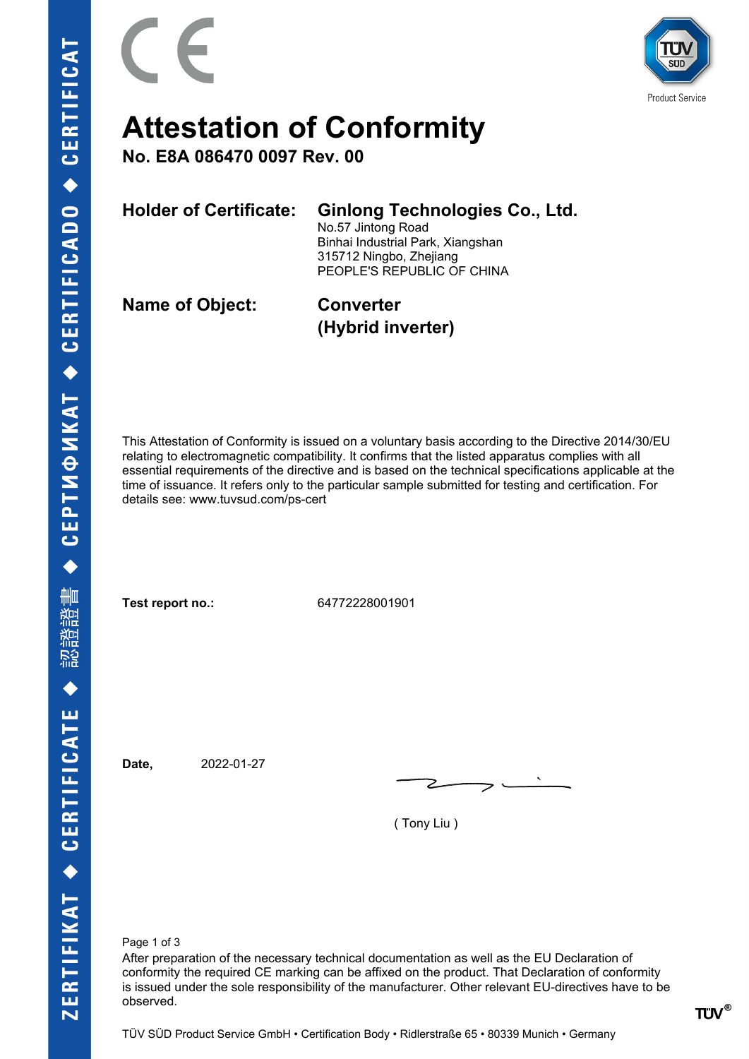# Attestation of Conformity

**No. E8A 086470 0097 Rev. 00**

**Holder of Certificate:** **Ginlong Technologies Co., Ltd.**
No.57 Jintong Road
Binhai Industrial Park, Xiangshan
315712 Ningbo, Zhejiang
PEOPLE'S REPUBLIC OF CHINA

**Name of Object:** **Converter**
**(Hybrid inverter)**

This Attestation of Conformity is issued on a voluntary basis according to the Directive 2014/30/EU relating to electromagnetic compatibility. It confirms that the listed apparatus complies with all essential requirements of the directive and is based on the technical specifications applicable at the time of issuance. It refers only to the particular sample submitted for testing and certification. For details see: www.tuvsud.com/ps-cert

**Test report no.:** 64772228001901

**Date,** 2022-01-27

( Tony Liu )

After preparation of the necessary technical documentation as well as the EU Declaration of conformity the required CE marking can be affixed on the product. That Declaration of conformity is issued under the sole responsibility of the manufacturer. Other relevant EU-directives have to be observed.

TÜV SÜD Product Service GmbH • Certification Body • Ridlerstraße 65 • 80339 Munich • Germany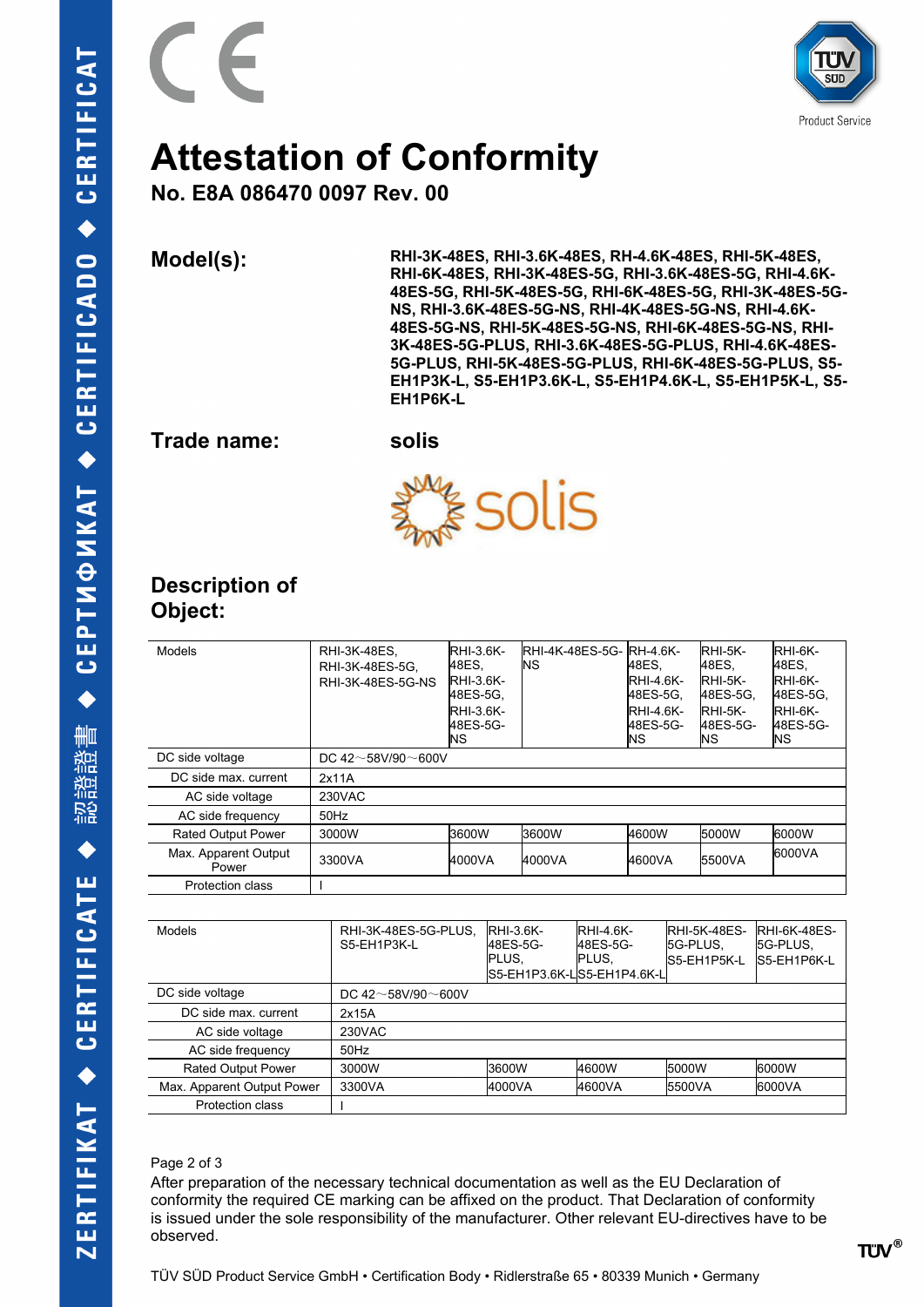# Attestation of Conformity

## No. E8A 086470 0097 Rev. 00

**Model(s):** RHI-3K-48ES, RHI-3.6K-48ES, RH-4.6K-48ES, RHI-5K-48ES, RHI-6K-48ES, RHI-3K-48ES-5G, RHI-3.6K-48ES-5G, RHI-4.6K-48ES-5G, RHI-5K-48ES-5G, RHI-6K-48ES-5G, RHI-3K-48ES-5G-NS, RHI-3.6K-48ES-5G-NS, RHI-4K-48ES-5G-NS, RHI-4.6K-48ES-5G-NS, RHI-5K-48ES-5G-NS, RHI-6K-48ES-5G-NS, RHI-3K-48ES-5G-PLUS, RHI-3.6K-48ES-5G-PLUS, RHI-4.6K-48ES-5G-PLUS, RHI-5K-48ES-5G-PLUS, RHI-6K-48ES-5G-PLUS, S5-EH1P3K-L, S5-EH1P3.6K-L, S5-EH1P4.6K-L, S5-EH1P5K-L, S5-EH1P6K-L

**Trade name:** solis

**Description of Object:**

| Models | RHI-3K-48ES, RHI-3K-48ES-5G, RHI-3K-48ES-5G-NS | RHI-3.6K-48ES, RHI-3.6K-48ES-5G, RHI-3.6K-48ES-5G-NS | RHI-4K-48ES-5G-NS | RH-4.6K-48ES, RHI-4.6K-48ES-5G, RHI-4.6K-48ES-5G-NS | RHI-5K-48ES, RHI-5K-48ES-5G, RHI-5K-48ES-5G-NS | RHI-6K-48ES, RHI-6K-48ES-5G, RHI-6K-48ES-5G-NS |
|---|---|---|---|---|---|---|
| DC side voltage | DC 42～58V/90～600V | | | | | |
| DC side max. current | 2x11A | | | | | |
| AC side voltage | 230VAC | | | | | |
| AC side frequency | 50Hz | | | | | |
| Rated Output Power | 3000W | 3600W | 3600W | 4600W | 5000W | 6000W |
| Max. Apparent Output Power | 3300VA | 4000VA | 4000VA | 4600VA | 5500VA | 6000VA |
| Protection class | I | | | | | |

| Models | RHI-3K-48ES-5G-PLUS, S5-EH1P3K-L | RHI-3.6K-48ES-5G-PLUS, S5-EH1P3.6K-L | RHI-4.6K-48ES-5G-PLUS, S5-EH1P4.6K-L | RHI-5K-48ES-5G-PLUS, S5-EH1P5K-L | RHI-6K-48ES-5G-PLUS, S5-EH1P6K-L |
|---|---|---|---|---|---|
| DC side voltage | DC 42～58V/90～600V | | | | |
| DC side max. current | 2x15A | | | | |
| AC side voltage | 230VAC | | | | |
| AC side frequency | 50Hz | | | | |
| Rated Output Power | 3000W | 3600W | 4600W | 5000W | 6000W |
| Max. Apparent Output Power | 3300VA | 4000VA | 4600VA | 5500VA | 6000VA |
| Protection class | I | | | | |

After preparation of the necessary technical documentation as well as the EU Declaration of conformity the required CE marking can be affixed on the product. That Declaration of conformity is issued under the sole responsibility of the manufacturer. Other relevant EU-directives have to be observed.

TÜV SÜD Product Service GmbH • Certification Body • Ridlerstraße 65 • 80339 Munich • Germany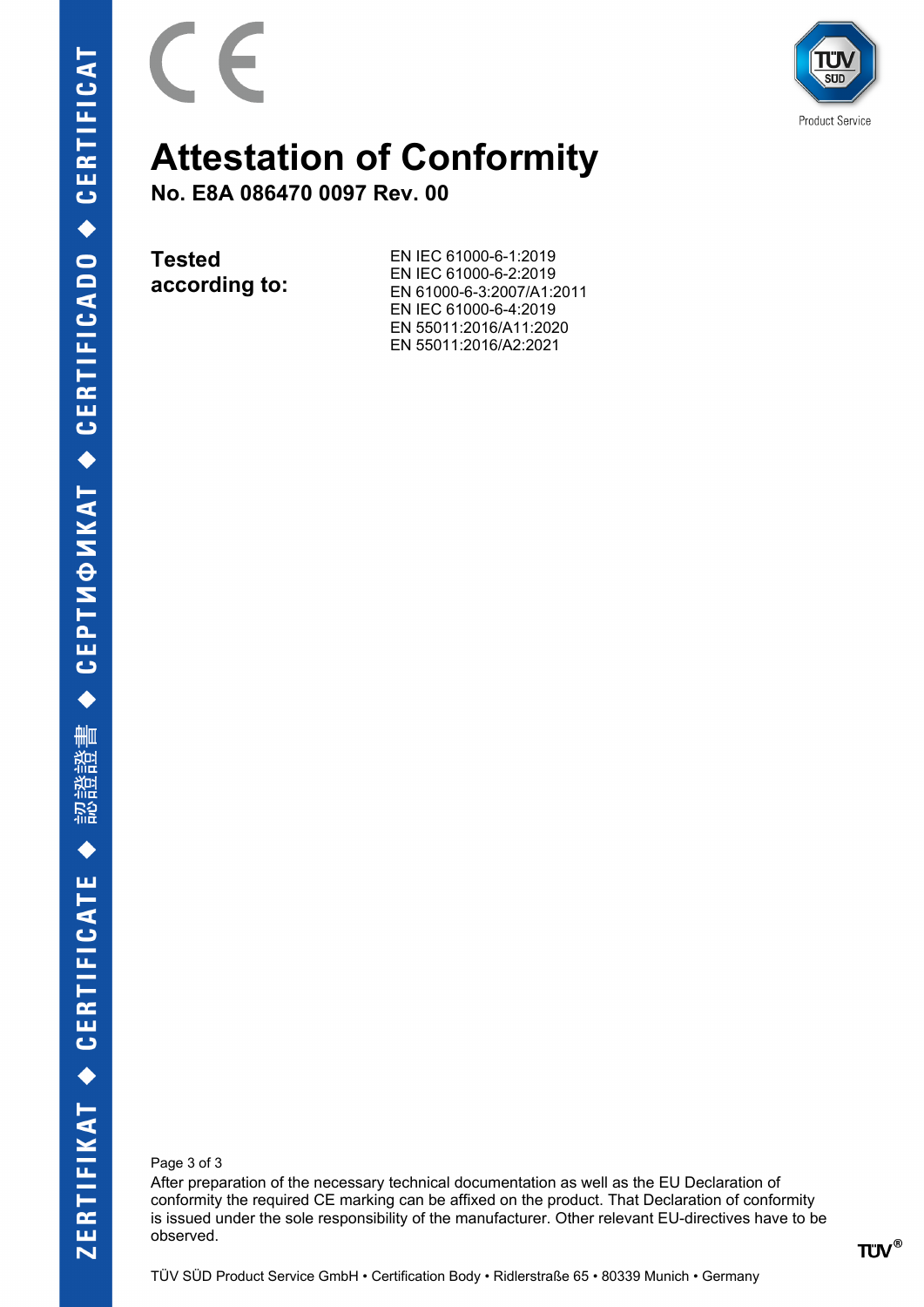# Attestation of Conformity

## No. E8A 086470 0097 Rev. 00

**Tested according to:**

EN IEC 61000-6-1:2019
EN IEC 61000-6-2:2019
EN 61000-6-3:2007/A1:2011
EN IEC 61000-6-4:2019
EN 55011:2016/A11:2020
EN 55011:2016/A2:2021

After preparation of the necessary technical documentation as well as the EU Declaration of conformity the required CE marking can be affixed on the product. That Declaration of conformity is issued under the sole responsibility of the manufacturer. Other relevant EU-directives have to be observed.

TÜV SÜD Product Service GmbH • Certification Body • Ridlerstraße 65 • 80339 Munich • Germany